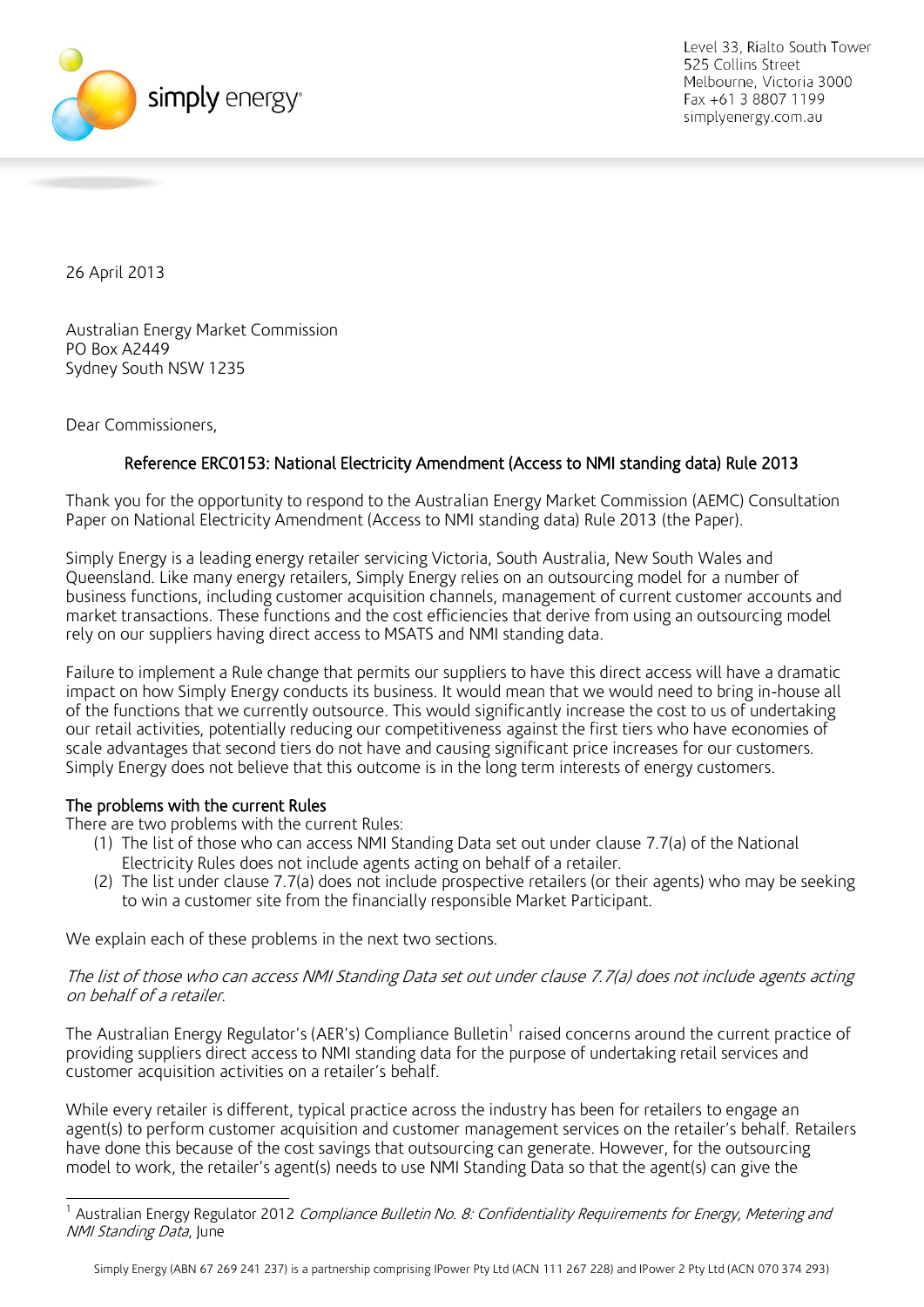simply energy

Level 33, Rialto South Tower
525 Collins Street
Melbourne, Victoria 3000
Fax +61 3 8807 1199
simplyenergy.com.au

26 April 2013

Australian Energy Market Commission
PO Box A2449
Sydney South NSW 1235

Dear Commissioners,

**Reference ERC0153: National Electricity Amendment (Access to NMI standing data) Rule 2013**

Thank you for the opportunity to respond to the Australian Energy Market Commission (AEMC) Consultation Paper on National Electricity Amendment (Access to NMI standing data) Rule 2013 (the Paper).

Simply Energy is a leading energy retailer servicing Victoria, South Australia, New South Wales and Queensland. Like many energy retailers, Simply Energy relies on an outsourcing model for a number of business functions, including customer acquisition channels, management of current customer accounts and market transactions. These functions and the cost efficiencies that derive from using an outsourcing model rely on our suppliers having direct access to MSATS and NMI standing data.

Failure to implement a Rule change that permits our suppliers to have this direct access will have a dramatic impact on how Simply Energy conducts its business. It would mean that we would need to bring in-house all of the functions that we currently outsource. This would significantly increase the cost to us of undertaking our retail activities, potentially reducing our competitiveness against the first tiers who have economies of scale advantages that second tiers do not have and causing significant price increases for our customers. Simply Energy does not believe that this outcome is in the long term interests of energy customers.

**The problems with the current Rules**

There are two problems with the current Rules:

(1) The list of those who can access NMI Standing Data set out under clause 7.7(a) of the National Electricity Rules does not include agents acting on behalf of a retailer.
(2) The list under clause 7.7(a) does not include prospective retailers (or their agents) who may be seeking to win a customer site from the financially responsible Market Participant.

We explain each of these problems in the next two sections.

*The list of those who can access NMI Standing Data set out under clause 7.7(a) does not include agents acting on behalf of a retailer.*

The Australian Energy Regulator's (AER's) Compliance Bulletin[1] raised concerns around the current practice of providing suppliers direct access to NMI standing data for the purpose of undertaking retail services and customer acquisition activities on a retailer's behalf.

While every retailer is different, typical practice across the industry has been for retailers to engage an agent(s) to perform customer acquisition and customer management services on the retailer's behalf. Retailers have done this because of the cost savings that outsourcing can generate. However, for the outsourcing model to work, the retailer's agent(s) needs to use NMI Standing Data so that the agent(s) can give the

[1] Australian Energy Regulator 2012 *Compliance Bulletin No. 8: Confidentiality Requirements for Energy, Metering and NMI Standing Data*, June

Simply Energy (ABN 67 269 241 237) is a partnership comprising IPower Pty Ltd (ACN 111 267 228) and IPower 2 Pty Ltd (ACN 070 374 293)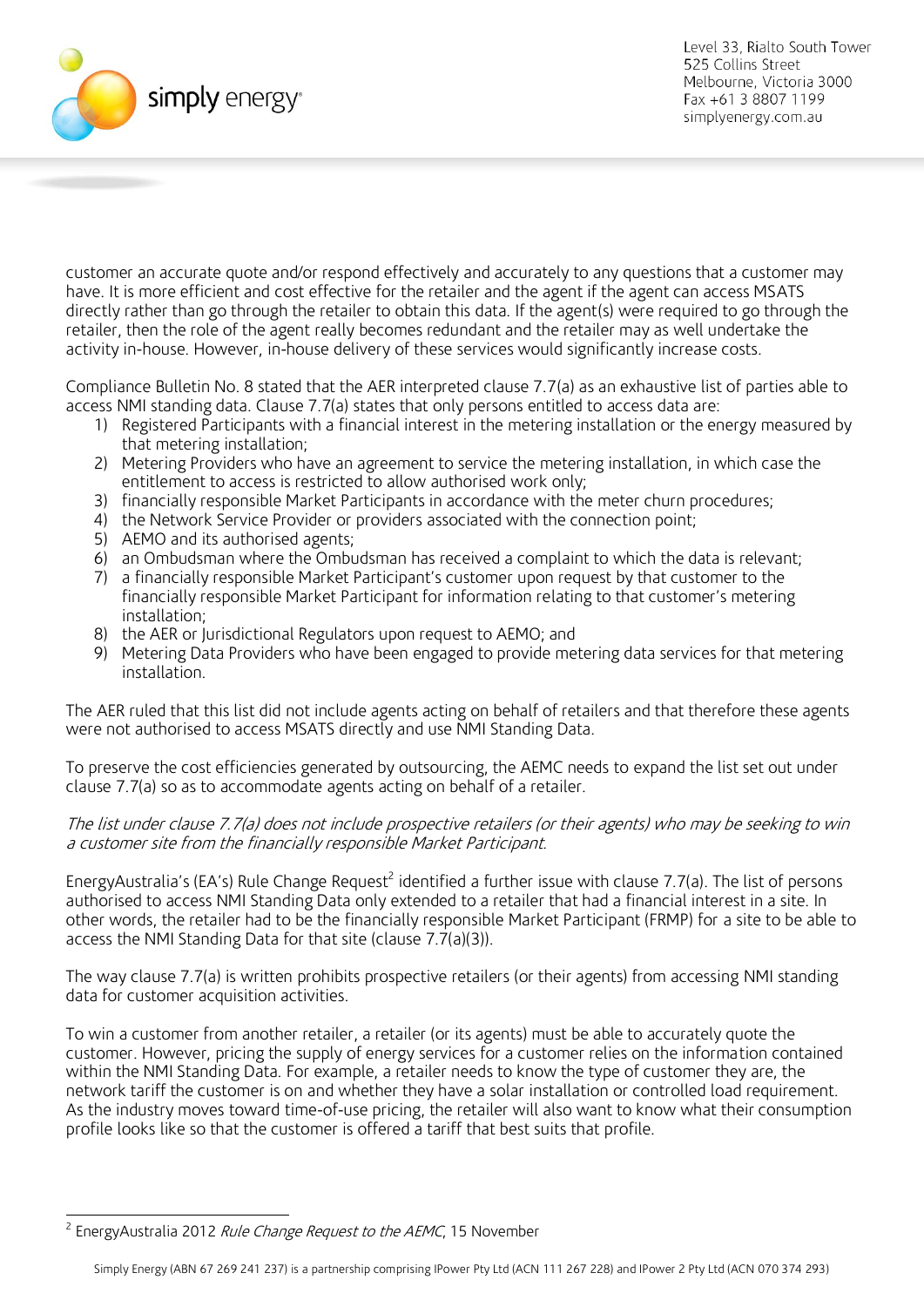customer an accurate quote and/or respond effectively and accurately to any questions that a customer may have. It is more efficient and cost effective for the retailer and the agent if the agent can access MSATS directly rather than go through the retailer to obtain this data. If the agent(s) were required to go through the retailer, then the role of the agent really becomes redundant and the retailer may as well undertake the activity in-house. However, in-house delivery of these services would significantly increase costs.

Compliance Bulletin No. 8 stated that the AER interpreted clause 7.7(a) as an exhaustive list of parties able to access NMI standing data. Clause 7.7(a) states that only persons entitled to access data are:

1) Registered Participants with a financial interest in the metering installation or the energy measured by that metering installation;
2) Metering Providers who have an agreement to service the metering installation, in which case the entitlement to access is restricted to allow authorised work only;
3) financially responsible Market Participants in accordance with the meter churn procedures;
4) the Network Service Provider or providers associated with the connection point;
5) AEMO and its authorised agents;
6) an Ombudsman where the Ombudsman has received a complaint to which the data is relevant;
7) a financially responsible Market Participant's customer upon request by that customer to the financially responsible Market Participant for information relating to that customer's metering installation;
8) the AER or Jurisdictional Regulators upon request to AEMO; and
9) Metering Data Providers who have been engaged to provide metering data services for that metering installation.

The AER ruled that this list did not include agents acting on behalf of retailers and that therefore these agents were not authorised to access MSATS directly and use NMI Standing Data.

To preserve the cost efficiencies generated by outsourcing, the AEMC needs to expand the list set out under clause 7.7(a) so as to accommodate agents acting on behalf of a retailer.

*The list under clause 7.7(a) does not include prospective retailers (or their agents) who may be seeking to win a customer site from the financially responsible Market Participant.*

EnergyAustralia's (EA's) Rule Change Request[2] identified a further issue with clause 7.7(a). The list of persons authorised to access NMI Standing Data only extended to a retailer that had a financial interest in a site. In other words, the retailer had to be the financially responsible Market Participant (FRMP) for a site to be able to access the NMI Standing Data for that site (clause 7.7(a)(3)).

The way clause 7.7(a) is written prohibits prospective retailers (or their agents) from accessing NMI standing data for customer acquisition activities.

To win a customer from another retailer, a retailer (or its agents) must be able to accurately quote the customer. However, pricing the supply of energy services for a customer relies on the information contained within the NMI Standing Data. For example, a retailer needs to know the type of customer they are, the network tariff the customer is on and whether they have a solar installation or controlled load requirement. As the industry moves toward time-of-use pricing, the retailer will also want to know what their consumption profile looks like so that the customer is offered a tariff that best suits that profile.

[2] EnergyAustralia 2012 *Rule Change Request to the AEMC*, 15 November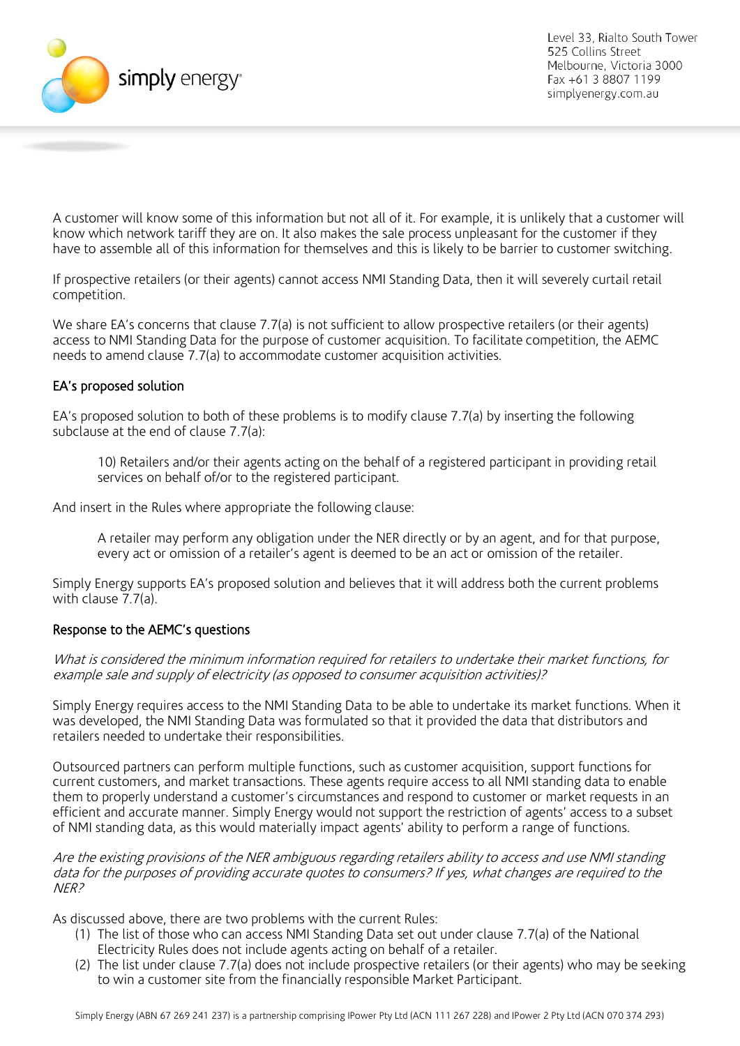A customer will know some of this information but not all of it. For example, it is unlikely that a customer will know which network tariff they are on. It also makes the sale process unpleasant for the customer if they have to assemble all of this information for themselves and this is likely to be barrier to customer switching.

If prospective retailers (or their agents) cannot access NMI Standing Data, then it will severely curtail retail competition.

We share EA's concerns that clause 7.7(a) is not sufficient to allow prospective retailers (or their agents) access to NMI Standing Data for the purpose of customer acquisition. To facilitate competition, the AEMC needs to amend clause 7.7(a) to accommodate customer acquisition activities.

## EA's proposed solution

EA's proposed solution to both of these problems is to modify clause 7.7(a) by inserting the following subclause at the end of clause 7.7(a):

> 10) Retailers and/or their agents acting on the behalf of a registered participant in providing retail services on behalf of/or to the registered participant.

And insert in the Rules where appropriate the following clause:

> A retailer may perform any obligation under the NER directly or by an agent, and for that purpose, every act or omission of a retailer's agent is deemed to be an act or omission of the retailer.

Simply Energy supports EA's proposed solution and believes that it will address both the current problems with clause 7.7(a).

## Response to the AEMC's questions

*What is considered the minimum information required for retailers to undertake their market functions, for example sale and supply of electricity (as opposed to consumer acquisition activities)?*

Simply Energy requires access to the NMI Standing Data to be able to undertake its market functions. When it was developed, the NMI Standing Data was formulated so that it provided the data that distributors and retailers needed to undertake their responsibilities.

Outsourced partners can perform multiple functions, such as customer acquisition, support functions for current customers, and market transactions. These agents require access to all NMI standing data to enable them to properly understand a customer's circumstances and respond to customer or market requests in an efficient and accurate manner. Simply Energy would not support the restriction of agents' access to a subset of NMI standing data, as this would materially impact agents' ability to perform a range of functions.

*Are the existing provisions of the NER ambiguous regarding retailers ability to access and use NMI standing data for the purposes of providing accurate quotes to consumers? If yes, what changes are required to the NER?*

As discussed above, there are two problems with the current Rules:

1. The list of those who can access NMI Standing Data set out under clause 7.7(a) of the National Electricity Rules does not include agents acting on behalf of a retailer.
2. The list under clause 7.7(a) does not include prospective retailers (or their agents) who may be seeking to win a customer site from the financially responsible Market Participant.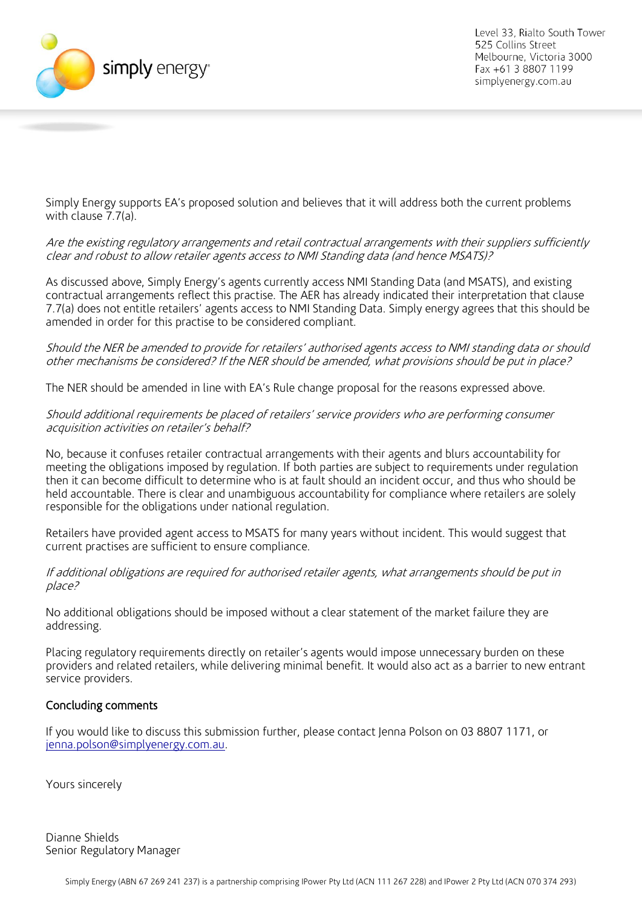Simply Energy supports EA's proposed solution and believes that it will address both the current problems with clause 7.7(a).

*Are the existing regulatory arrangements and retail contractual arrangements with their suppliers sufficiently clear and robust to allow retailer agents access to NMI Standing data (and hence MSATS)?*

As discussed above, Simply Energy's agents currently access NMI Standing Data (and MSATS), and existing contractual arrangements reflect this practise. The AER has already indicated their interpretation that clause 7.7(a) does not entitle retailers' agents access to NMI Standing Data. Simply energy agrees that this should be amended in order for this practise to be considered compliant.

*Should the NER be amended to provide for retailers' authorised agents access to NMI standing data or should other mechanisms be considered? If the NER should be amended, what provisions should be put in place?*

The NER should be amended in line with EA's Rule change proposal for the reasons expressed above.

*Should additional requirements be placed of retailers' service providers who are performing consumer acquisition activities on retailer's behalf?*

No, because it confuses retailer contractual arrangements with their agents and blurs accountability for meeting the obligations imposed by regulation. If both parties are subject to requirements under regulation then it can become difficult to determine who is at fault should an incident occur, and thus who should be held accountable. There is clear and unambiguous accountability for compliance where retailers are solely responsible for the obligations under national regulation.

Retailers have provided agent access to MSATS for many years without incident. This would suggest that current practises are sufficient to ensure compliance.

*If additional obligations are required for authorised retailer agents, what arrangements should be put in place?*

No additional obligations should be imposed without a clear statement of the market failure they are addressing.

Placing regulatory requirements directly on retailer's agents would impose unnecessary burden on these providers and related retailers, while delivering minimal benefit. It would also act as a barrier to new entrant service providers.

## Concluding comments

If you would like to discuss this submission further, please contact Jenna Polson on 03 8807 1171, or jenna.polson@simplyenergy.com.au.

Yours sincerely

Dianne Shields
Senior Regulatory Manager